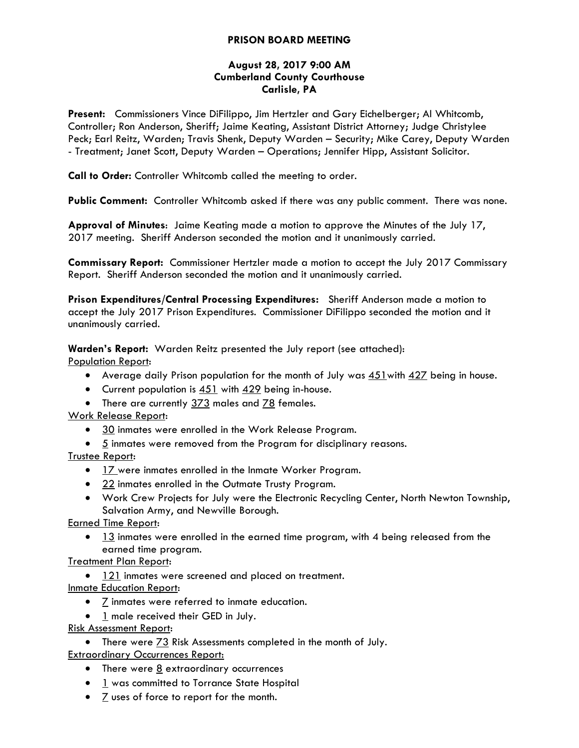# PRISON BOARD MEETING

**August 28, 2017 9:00 AM**
**Cumberland County Courthouse**
**Carlisle, PA**

**Present:** Commissioners Vince DiFilippo, Jim Hertzler and Gary Eichelberger; Al Whitcomb, Controller; Ron Anderson, Sheriff; Jaime Keating, Assistant District Attorney; Judge Christylee Peck; Earl Reitz, Warden; Travis Shenk, Deputy Warden – Security; Mike Carey, Deputy Warden - Treatment; Janet Scott, Deputy Warden – Operations; Jennifer Hipp, Assistant Solicitor.

**Call to Order:** Controller Whitcomb called the meeting to order.

**Public Comment:** Controller Whitcomb asked if there was any public comment. There was none.

**Approval of Minutes**: Jaime Keating made a motion to approve the Minutes of the July 17, 2017 meeting. Sheriff Anderson seconded the motion and it unanimously carried.

**Commissary Report:** Commissioner Hertzler made a motion to accept the July 2017 Commissary Report. Sheriff Anderson seconded the motion and it unanimously carried.

**Prison Expenditures/Central Processing Expenditures:** Sheriff Anderson made a motion to accept the July 2017 Prison Expenditures. Commissioner DiFilippo seconded the motion and it unanimously carried.

**Warden's Report:** Warden Reitz presented the July report (see attached):

Population Report:

- Average daily Prison population for the month of July was 451with 427 being in house.
- Current population is 451 with 429 being in-house.
- There are currently 373 males and 78 females.

Work Release Report:

- 30 inmates were enrolled in the Work Release Program.
- 5 inmates were removed from the Program for disciplinary reasons.

Trustee Report:

- 17 were inmates enrolled in the Inmate Worker Program.
- 22 inmates enrolled in the Outmate Trusty Program.
- Work Crew Projects for July were the Electronic Recycling Center, North Newton Township, Salvation Army, and Newville Borough.

Earned Time Report:

- 13 inmates were enrolled in the earned time program, with 4 being released from the earned time program.

Treatment Plan Report:

- 121 inmates were screened and placed on treatment.

Inmate Education Report:

- 7 inmates were referred to inmate education.
- 1 male received their GED in July.

Risk Assessment Report:

- There were 73 Risk Assessments completed in the month of July.

Extraordinary Occurrences Report:

- There were 8 extraordinary occurrences
- 1 was committed to Torrance State Hospital
- 7 uses of force to report for the month.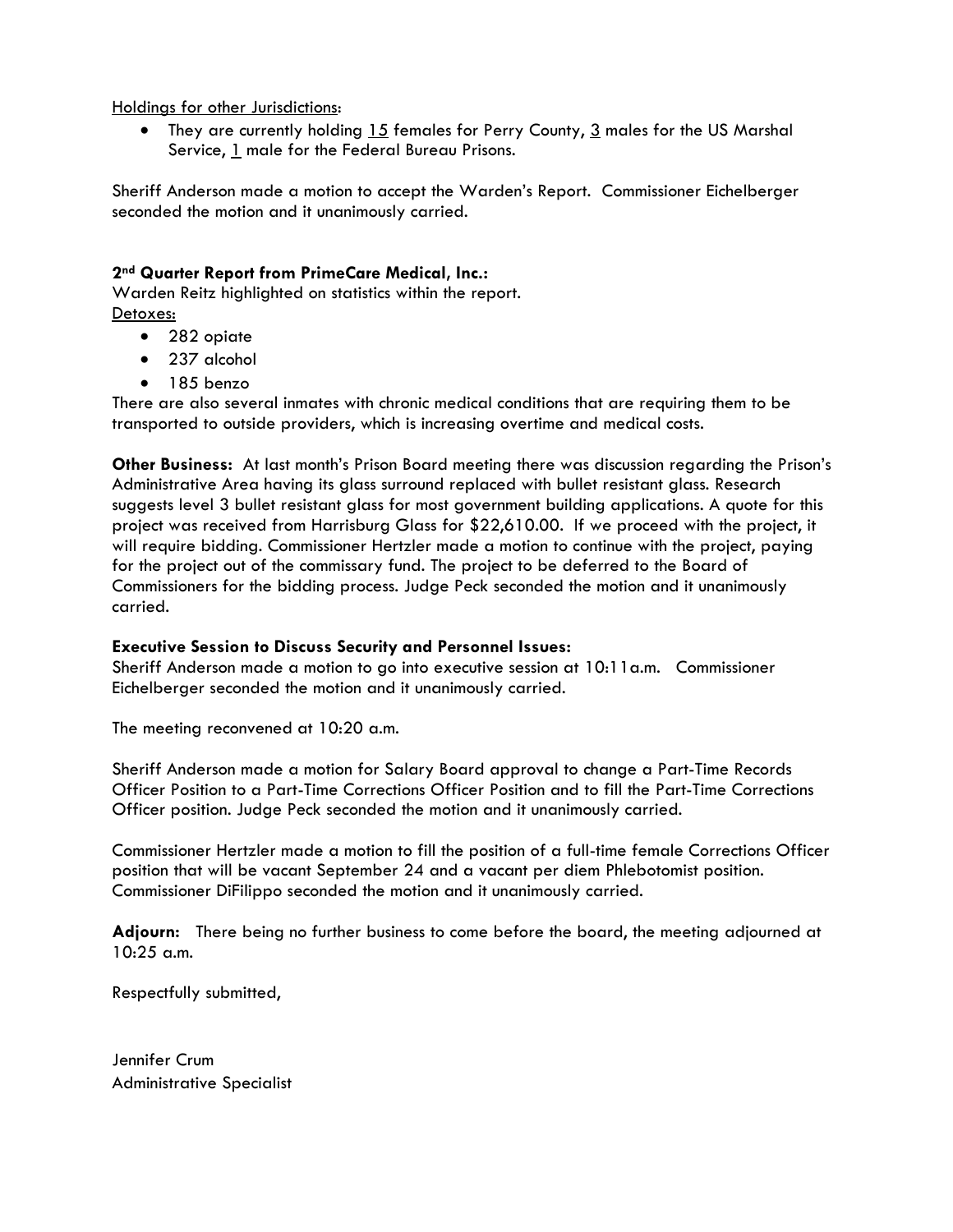Holdings for other Jurisdictions:

- They are currently holding 15 females for Perry County, 3 males for the US Marshal Service, 1 male for the Federal Bureau Prisons.

Sheriff Anderson made a motion to accept the Warden's Report. Commissioner Eichelberger seconded the motion and it unanimously carried.

**2nd Quarter Report from PrimeCare Medical, Inc.:**

Warden Reitz highlighted on statistics within the report.

Detoxes:

- 282 opiate
- 237 alcohol
- 185 benzo

There are also several inmates with chronic medical conditions that are requiring them to be transported to outside providers, which is increasing overtime and medical costs.

**Other Business:** At last month's Prison Board meeting there was discussion regarding the Prison's Administrative Area having its glass surround replaced with bullet resistant glass. Research suggests level 3 bullet resistant glass for most government building applications. A quote for this project was received from Harrisburg Glass for $22,610.00. If we proceed with the project, it will require bidding. Commissioner Hertzler made a motion to continue with the project, paying for the project out of the commissary fund. The project to be deferred to the Board of Commissioners for the bidding process. Judge Peck seconded the motion and it unanimously carried.

**Executive Session to Discuss Security and Personnel Issues:**

Sheriff Anderson made a motion to go into executive session at 10:11a.m. Commissioner Eichelberger seconded the motion and it unanimously carried.

The meeting reconvened at 10:20 a.m.

Sheriff Anderson made a motion for Salary Board approval to change a Part-Time Records Officer Position to a Part-Time Corrections Officer Position and to fill the Part-Time Corrections Officer position. Judge Peck seconded the motion and it unanimously carried.

Commissioner Hertzler made a motion to fill the position of a full-time female Corrections Officer position that will be vacant September 24 and a vacant per diem Phlebotomist position. Commissioner DiFilippo seconded the motion and it unanimously carried.

**Adjourn:** There being no further business to come before the board, the meeting adjourned at 10:25 a.m.

Respectfully submitted,

Jennifer Crum
Administrative Specialist